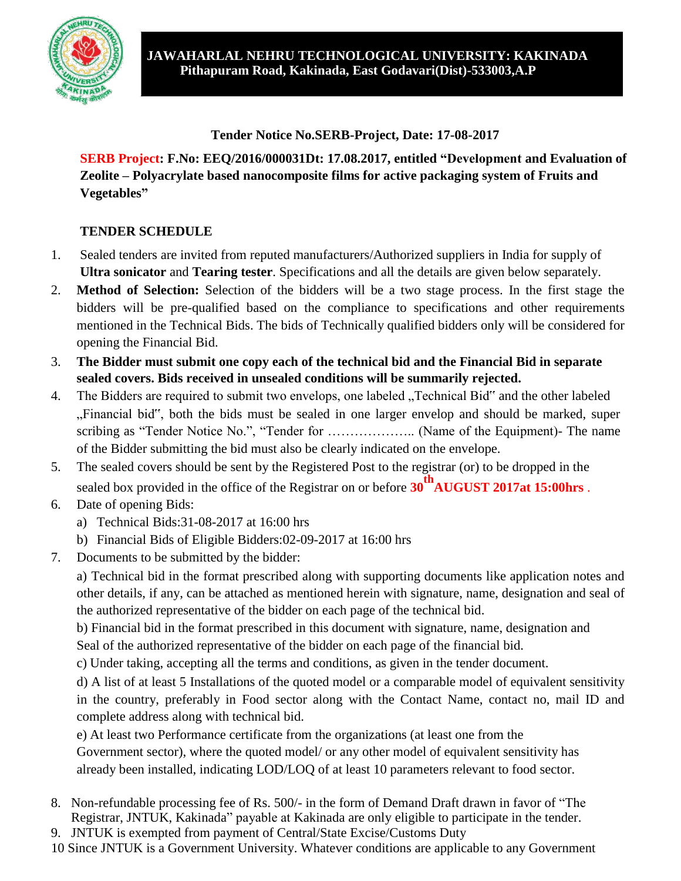**JAWAHARLAL NEHRU TECHNOLOGICAL UNIVERSITY: KAKINADA**
**Pithapuram Road, Kakinada, East Godavari(Dist)-533003,A.P**

**Tender Notice No.SERB-Project, Date: 17-08-2017**

**SERB Project: F.No: EEQ/2016/000031Dt: 17.08.2017, entitled "Development and Evaluation of Zeolite – Polyacrylate based nanocomposite films for active packaging system of Fruits and Vegetables"**

## TENDER SCHEDULE

1. Sealed tenders are invited from reputed manufacturers/Authorized suppliers in India for supply of **Ultra sonicator** and **Tearing tester**. Specifications and all the details are given below separately.
2. **Method of Selection:** Selection of the bidders will be a two stage process. In the first stage the bidders will be pre-qualified based on the compliance to specifications and other requirements mentioned in the Technical Bids. The bids of Technically qualified bidders only will be considered for opening the Financial Bid.
3. **The Bidder must submit one copy each of the technical bid and the Financial Bid in separate sealed covers. Bids received in unsealed conditions will be summarily rejected.**
4. The Bidders are required to submit two envelops, one labeled „Technical Bid" and the other labeled „Financial bid", both the bids must be sealed in one larger envelop and should be marked, super scribing as "Tender Notice No.", "Tender for ……………….. (Name of the Equipment)- The name of the Bidder submitting the bid must also be clearly indicated on the envelope.
5. The sealed covers should be sent by the Registered Post to the registrar (or) to be dropped in the sealed box provided in the office of the Registrar on or before **30th AUGUST 2017at 15:00hrs** .
6. Date of opening Bids:
   a) Technical Bids:31-08-2017 at 16:00 hrs
   b) Financial Bids of Eligible Bidders:02-09-2017 at 16:00 hrs
7. Documents to be submitted by the bidder:

   a) Technical bid in the format prescribed along with supporting documents like application notes and other details, if any, can be attached as mentioned herein with signature, name, designation and seal of the authorized representative of the bidder on each page of the technical bid.

   b) Financial bid in the format prescribed in this document with signature, name, designation and Seal of the authorized representative of the bidder on each page of the financial bid.

   c) Under taking, accepting all the terms and conditions, as given in the tender document.

   d) A list of at least 5 Installations of the quoted model or a comparable model of equivalent sensitivity in the country, preferably in Food sector along with the Contact Name, contact no, mail ID and complete address along with technical bid.

   e) At least two Performance certificate from the organizations (at least one from the Government sector), where the quoted model/ or any other model of equivalent sensitivity has already been installed, indicating LOD/LOQ of at least 10 parameters relevant to food sector.

8. Non-refundable processing fee of Rs. 500/- in the form of Demand Draft drawn in favor of "The Registrar, JNTUK, Kakinada" payable at Kakinada are only eligible to participate in the tender.
9. JNTUK is exempted from payment of Central/State Excise/Customs Duty
10. Since JNTUK is a Government University. Whatever conditions are applicable to any Government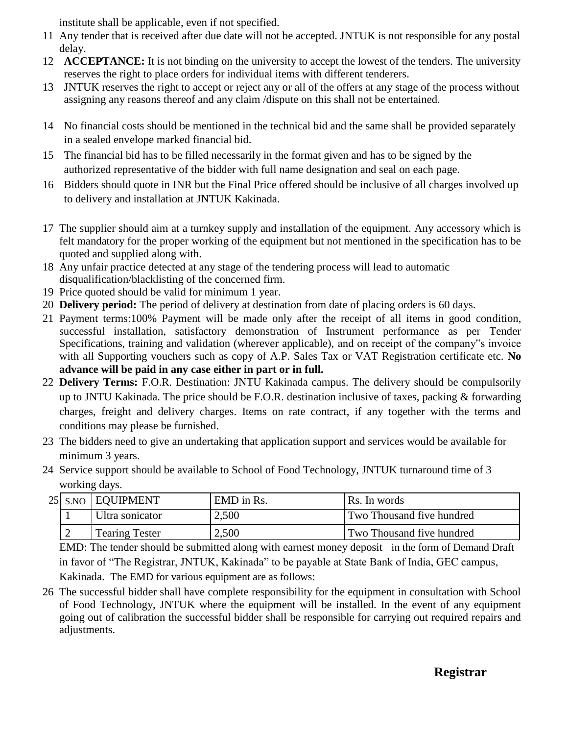institute shall be applicable, even if not specified.

11. Any tender that is received after due date will not be accepted. JNTUK is not responsible for any postal delay.
12. **ACCEPTANCE:** It is not binding on the university to accept the lowest of the tenders. The university reserves the right to place orders for individual items with different tenderers.
13. JNTUK reserves the right to accept or reject any or all of the offers at any stage of the process without assigning any reasons thereof and any claim /dispute on this shall not be entertained.
14. No financial costs should be mentioned in the technical bid and the same shall be provided separately in a sealed envelope marked financial bid.
15. The financial bid has to be filled necessarily in the format given and has to be signed by the authorized representative of the bidder with full name designation and seal on each page.
16. Bidders should quote in INR but the Final Price offered should be inclusive of all charges involved up to delivery and installation at JNTUK Kakinada.
17. The supplier should aim at a turnkey supply and installation of the equipment. Any accessory which is felt mandatory for the proper working of the equipment but not mentioned in the specification has to be quoted and supplied along with.
18. Any unfair practice detected at any stage of the tendering process will lead to automatic disqualification/blacklisting of the concerned firm.
19. Price quoted should be valid for minimum 1 year.
20. **Delivery period:** The period of delivery at destination from date of placing orders is 60 days.
21. Payment terms:100% Payment will be made only after the receipt of all items in good condition, successful installation, satisfactory demonstration of Instrument performance as per Tender Specifications, training and validation (wherever applicable), and on receipt of the company"s invoice with all Supporting vouchers such as copy of A.P. Sales Tax or VAT Registration certificate etc. **No advance will be paid in any case either in part or in full.**
22. **Delivery Terms:** F.O.R. Destination: JNTU Kakinada campus. The delivery should be compulsorily up to JNTU Kakinada. The price should be F.O.R. destination inclusive of taxes, packing & forwarding charges, freight and delivery charges. Items on rate contract, if any together with the terms and conditions may please be furnished.
23. The bidders need to give an undertaking that application support and services would be available for minimum 3 years.
24. Service support should be available to School of Food Technology, JNTUK turnaround time of 3 working days.
25. 

| S.NO | EQUIPMENT | EMD in Rs. | Rs. In words |
|---|---|---|---|
| 1 | Ultra sonicator | 2,500 | Two Thousand five hundred |
| 2 | Tearing Tester | 2,500 | Two Thousand five hundred |

EMD: The tender should be submitted along with earnest money deposit in the form of Demand Draft in favor of "The Registrar, JNTUK, Kakinada" to be payable at State Bank of India, GEC campus, Kakinada. The EMD for various equipment are as follows:

26. The successful bidder shall have complete responsibility for the equipment in consultation with School of Food Technology, JNTUK where the equipment will be installed. In the event of any equipment going out of calibration the successful bidder shall be responsible for carrying out required repairs and adjustments.

**Registrar**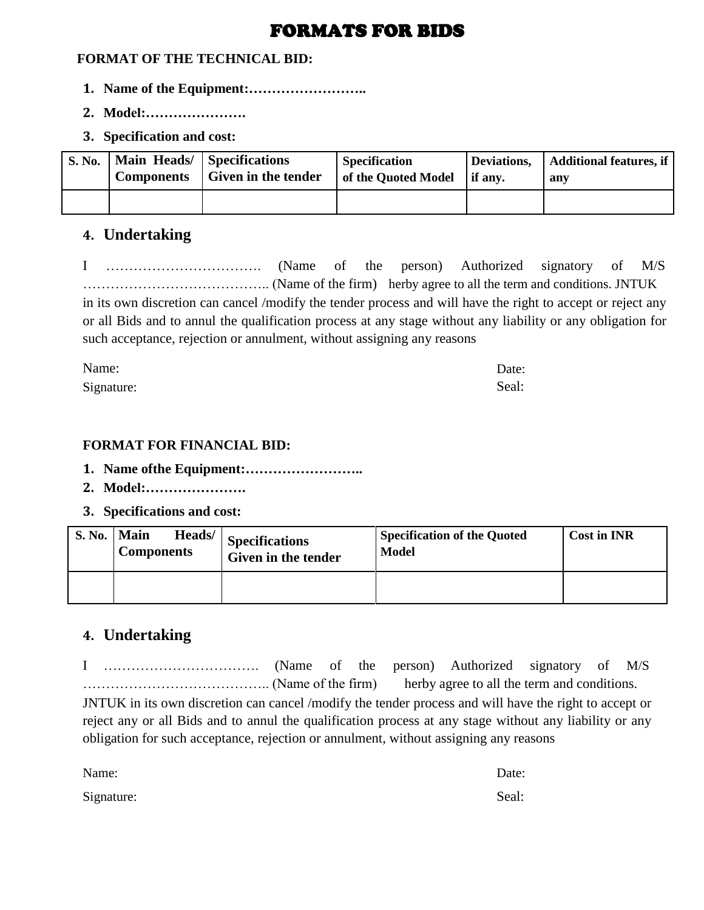# FORMATS FOR BIDS

**FORMAT OF THE TECHNICAL BID:**

1. **Name of the Equipment:……………………..**
2. **Model:………………….**
3. **Specification and cost:**

| S. No. | Main Heads/ Components | Specifications Given in the tender | Specification of the Quoted Model | Deviations, if any. | Additional features, if any |
|---|---|---|---|---|---|
| | | | | | |

4. **Undertaking**

I ……………………………. (Name of the person) Authorized signatory of M/S ………………………………….. (Name of the firm) herby agree to all the term and conditions. JNTUK in its own discretion can cancel /modify the tender process and will have the right to accept or reject any or all Bids and to annul the qualification process at any stage without any liability or any obligation for such acceptance, rejection or annulment, without assigning any reasons

Name: Date:

Signature: Seal:

**FORMAT FOR FINANCIAL BID:**

1. **Name ofthe Equipment:……………………..**
2. **Model:………………….**
3. **Specifications and cost:**

| S. No. | Main Heads/ Components | Specifications Given in the tender | Specification of the Quoted Model | Cost in INR |
|---|---|---|---|---|
| | | | | |

4. **Undertaking**

I ……………………………. (Name of the person) Authorized signatory of M/S ………………………………….. (Name of the firm) herby agree to all the term and conditions. JNTUK in its own discretion can cancel /modify the tender process and will have the right to accept or reject any or all Bids and to annul the qualification process at any stage without any liability or any obligation for such acceptance, rejection or annulment, without assigning any reasons

Name: Date:

Signature: Seal: